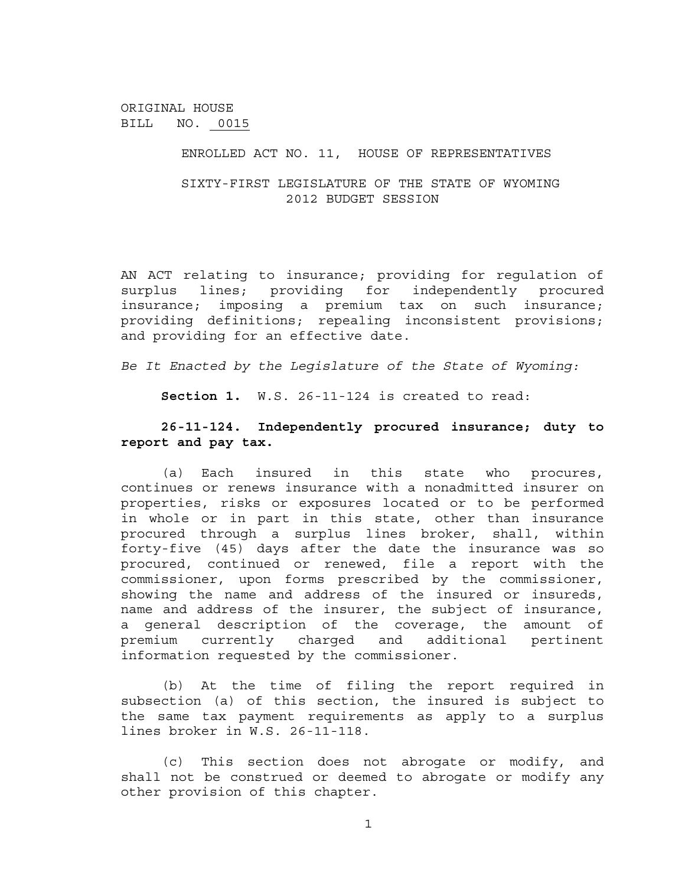ORIGINAL HOUSE
BILL NO. 0015

ENROLLED ACT NO. 11, HOUSE OF REPRESENTATIVES

SIXTY-FIRST LEGISLATURE OF THE STATE OF WYOMING
2012 BUDGET SESSION

AN ACT relating to insurance; providing for regulation of surplus lines; providing for independently procured insurance; imposing a premium tax on such insurance; providing definitions; repealing inconsistent provisions; and providing for an effective date.

*Be It Enacted by the Legislature of the State of Wyoming:*

**Section 1.** W.S. 26-11-124 is created to read:

**26-11-124. Independently procured insurance; duty to report and pay tax.**

(a) Each insured in this state who procures, continues or renews insurance with a nonadmitted insurer on properties, risks or exposures located or to be performed in whole or in part in this state, other than insurance procured through a surplus lines broker, shall, within forty-five (45) days after the date the insurance was so procured, continued or renewed, file a report with the commissioner, upon forms prescribed by the commissioner, showing the name and address of the insured or insureds, name and address of the insurer, the subject of insurance, a general description of the coverage, the amount of premium currently charged and additional pertinent information requested by the commissioner.

(b) At the time of filing the report required in subsection (a) of this section, the insured is subject to the same tax payment requirements as apply to a surplus lines broker in W.S. 26-11-118.

(c) This section does not abrogate or modify, and shall not be construed or deemed to abrogate or modify any other provision of this chapter.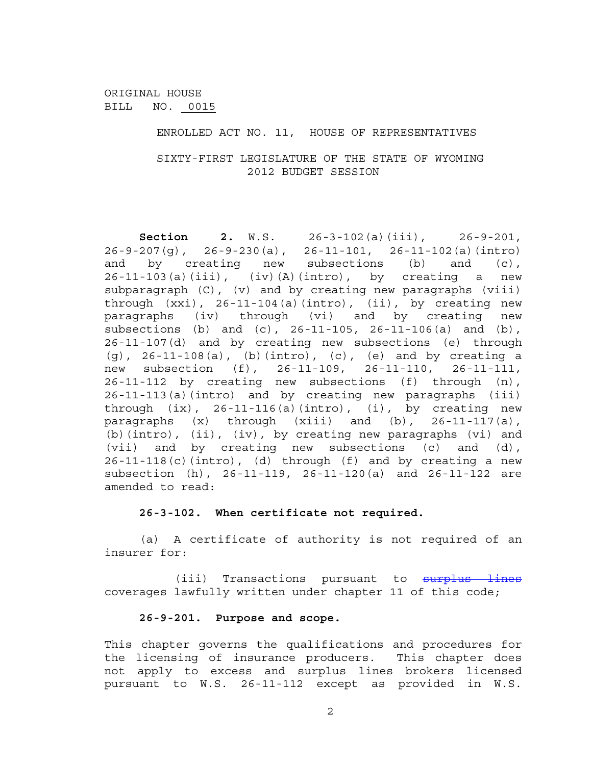ORIGINAL HOUSE
BILL NO. 0015

ENROLLED ACT NO. 11, HOUSE OF REPRESENTATIVES

SIXTY-FIRST LEGISLATURE OF THE STATE OF WYOMING
2012 BUDGET SESSION

**Section 2.** W.S. 26-3-102(a)(iii), 26-9-201, 26-9-207(g), 26-9-230(a), 26-11-101, 26-11-102(a)(intro) and by creating new subsections (b) and (c), 26-11-103(a)(iii), (iv)(A)(intro), by creating a new subparagraph (C), (v) and by creating new paragraphs (viii) through (xxi), 26-11-104(a)(intro), (ii), by creating new paragraphs (iv) through (vi) and by creating new subsections (b) and (c), 26-11-105, 26-11-106(a) and (b), 26-11-107(d) and by creating new subsections (e) through (g), 26-11-108(a), (b)(intro), (c), (e) and by creating a new subsection (f), 26-11-109, 26-11-110, 26-11-111, 26-11-112 by creating new subsections (f) through (n), 26-11-113(a)(intro) and by creating new paragraphs (iii) through (ix), 26-11-116(a)(intro), (i), by creating new paragraphs (x) through (xiii) and (b), 26-11-117(a), (b)(intro), (ii), (iv), by creating new paragraphs (vi) and (vii) and by creating new subsections (c) and (d), 26-11-118(c)(intro), (d) through (f) and by creating a new subsection (h), 26-11-119, 26-11-120(a) and 26-11-122 are amended to read:

**26-3-102. When certificate not required.**

(a) A certificate of authority is not required of an insurer for:

(iii) Transactions pursuant to ~~surplus lines~~ coverages lawfully written under chapter 11 of this code;

**26-9-201. Purpose and scope.**

This chapter governs the qualifications and procedures for the licensing of insurance producers. This chapter does not apply to excess and surplus lines brokers licensed pursuant to W.S. 26-11-112 except as provided in W.S.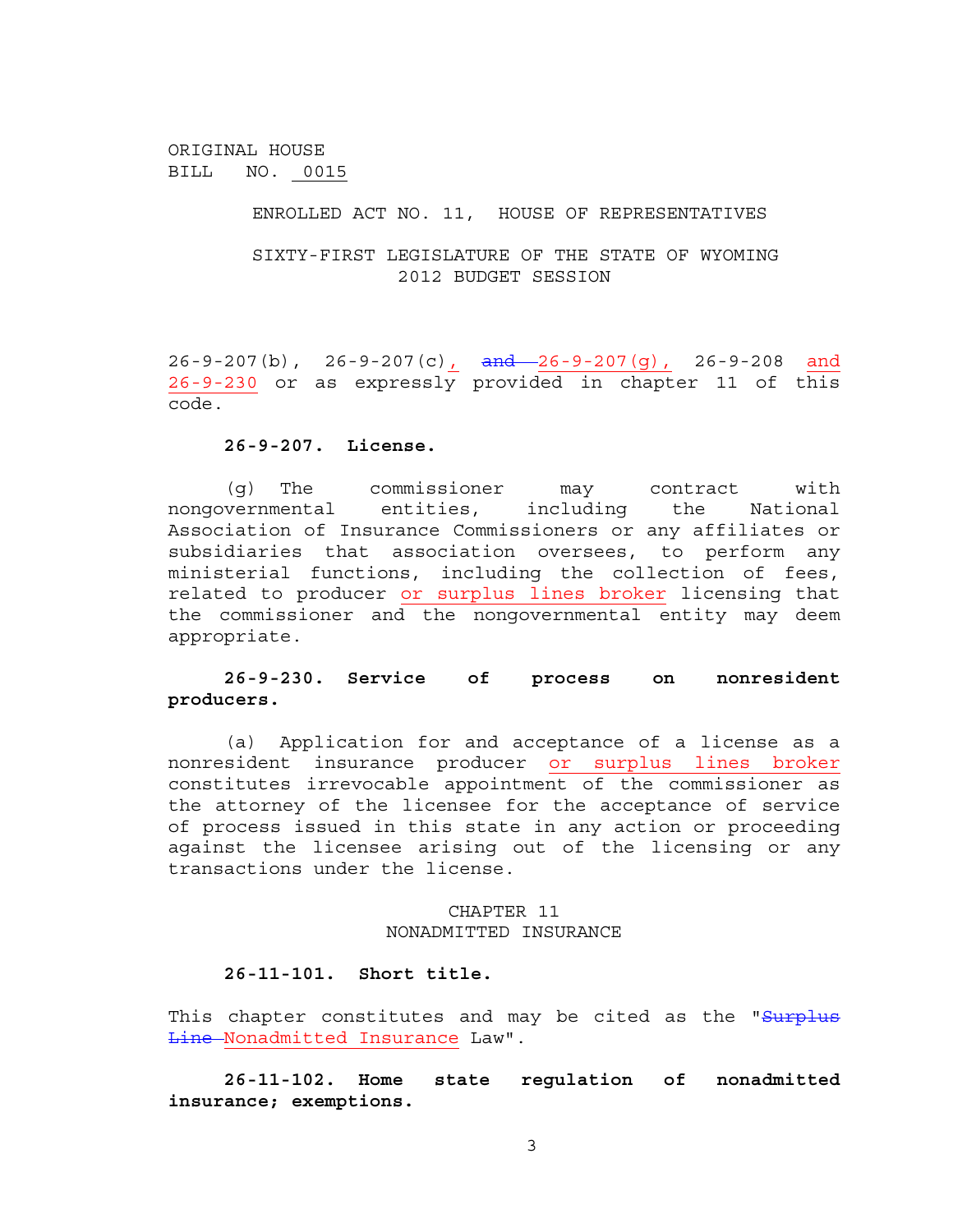ORIGINAL HOUSE BILL NO. 0015

ENROLLED ACT NO. 11, HOUSE OF REPRESENTATIVES

SIXTY-FIRST LEGISLATURE OF THE STATE OF WYOMING
2012 BUDGET SESSION

26-9-207(b), 26-9-207(c), ~~and~~ 26-9-207(g), 26-9-208 and 26-9-230 or as expressly provided in chapter 11 of this code.

**26-9-207. License.**

(g) The commissioner may contract with nongovernmental entities, including the National Association of Insurance Commissioners or any affiliates or subsidiaries that association oversees, to perform any ministerial functions, including the collection of fees, related to producer or surplus lines broker licensing that the commissioner and the nongovernmental entity may deem appropriate.

**26-9-230. Service of process on nonresident producers.**

(a) Application for and acceptance of a license as a nonresident insurance producer or surplus lines broker constitutes irrevocable appointment of the commissioner as the attorney of the licensee for the acceptance of service of process issued in this state in any action or proceeding against the licensee arising out of the licensing or any transactions under the license.

CHAPTER 11
NONADMITTED INSURANCE

**26-11-101. Short title.**

This chapter constitutes and may be cited as the "~~Surplus Line~~ Nonadmitted Insurance Law".

**26-11-102. Home state regulation of nonadmitted insurance; exemptions.**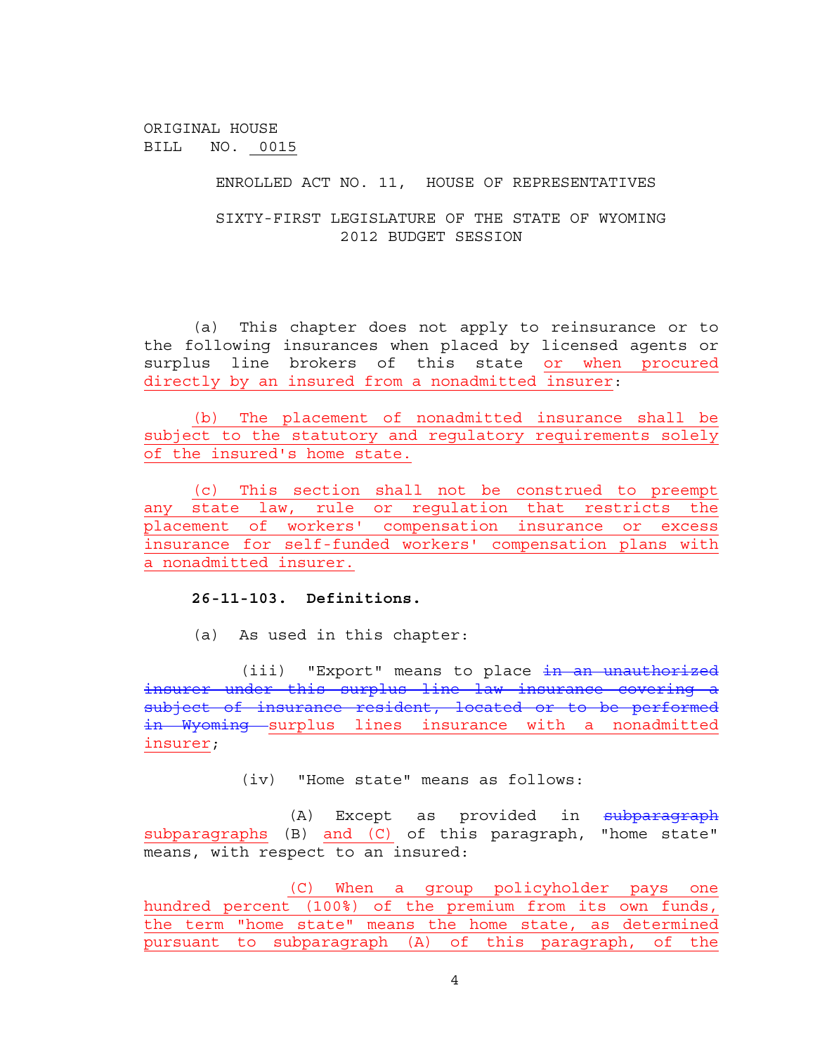ORIGINAL HOUSE
BILL NO. 0015

ENROLLED ACT NO. 11, HOUSE OF REPRESENTATIVES

SIXTY-FIRST LEGISLATURE OF THE STATE OF WYOMING
2012 BUDGET SESSION

(a) This chapter does not apply to reinsurance or to the following insurances when placed by licensed agents or surplus line brokers of this state or when procured directly by an insured from a nonadmitted insurer:

(b) The placement of nonadmitted insurance shall be subject to the statutory and regulatory requirements solely of the insured's home state.

(c) This section shall not be construed to preempt any state law, rule or regulation that restricts the placement of workers' compensation insurance or excess insurance for self-funded workers' compensation plans with a nonadmitted insurer.

**26-11-103. Definitions.**

(a) As used in this chapter:

(iii) "Export" means to place ~~in an unauthorized insurer under this surplus line law insurance covering a subject of insurance resident, located or to be performed in Wyoming~~ surplus lines insurance with a nonadmitted insurer;

(iv) "Home state" means as follows:

(A) Except as provided in ~~subparagraph~~ subparagraphs (B) and (C) of this paragraph, "home state" means, with respect to an insured:

(C) When a group policyholder pays one hundred percent (100%) of the premium from its own funds, the term "home state" means the home state, as determined pursuant to subparagraph (A) of this paragraph, of the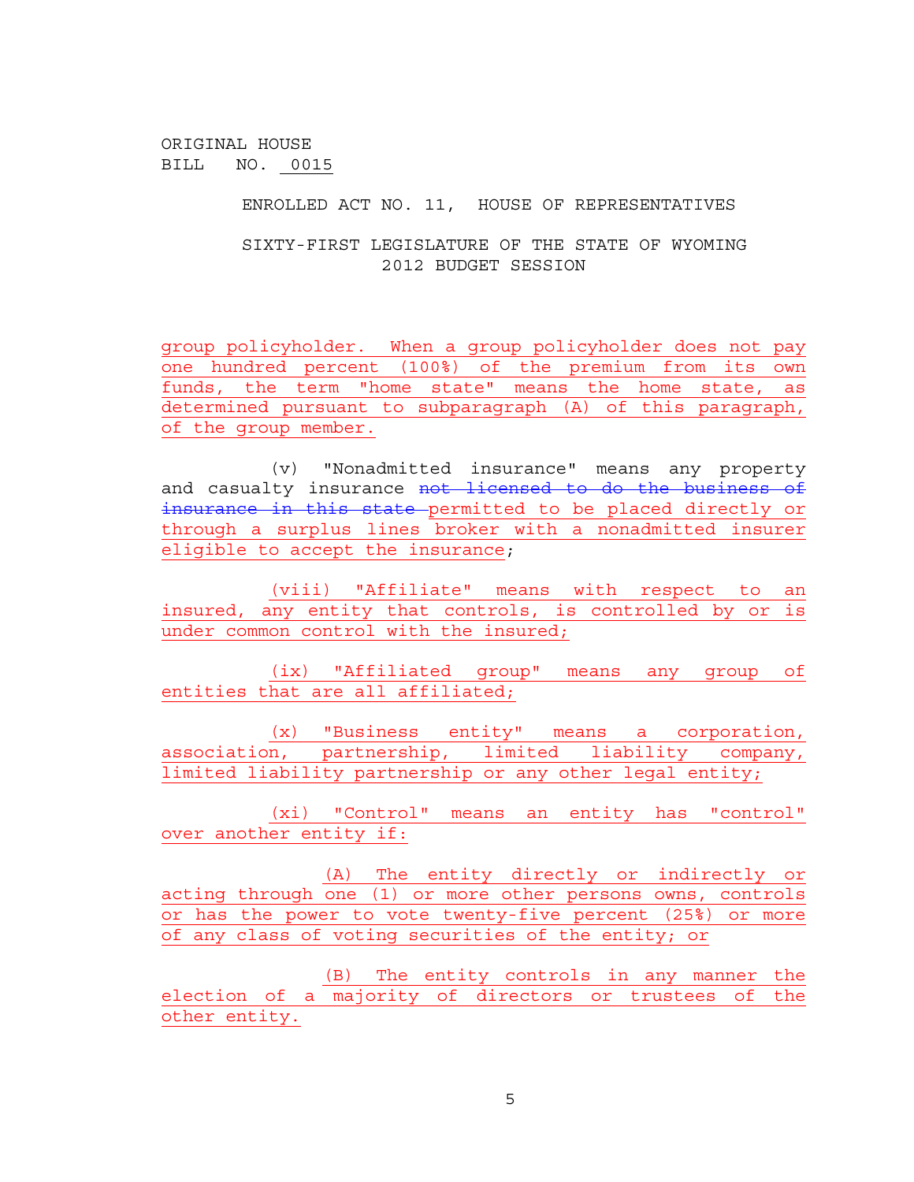ORIGINAL HOUSE BILL NO. 0015

ENROLLED ACT NO. 11, HOUSE OF REPRESENTATIVES

SIXTY-FIRST LEGISLATURE OF THE STATE OF WYOMING
2012 BUDGET SESSION

group policyholder. When a group policyholder does not pay one hundred percent (100%) of the premium from its own funds, the term "home state" means the home state, as determined pursuant to subparagraph (A) of this paragraph, of the group member.

(v) "Nonadmitted insurance" means any property and casualty insurance ~~not licensed to do the business of insurance in this state~~ permitted to be placed directly or through a surplus lines broker with a nonadmitted insurer eligible to accept the insurance;

(viii) "Affiliate" means with respect to an insured, any entity that controls, is controlled by or is under common control with the insured;

(ix) "Affiliated group" means any group of entities that are all affiliated;

(x) "Business entity" means a corporation, association, partnership, limited liability company, limited liability partnership or any other legal entity;

(xi) "Control" means an entity has "control" over another entity if:

(A) The entity directly or indirectly or acting through one (1) or more other persons owns, controls or has the power to vote twenty-five percent (25%) or more of any class of voting securities of the entity; or

(B) The entity controls in any manner the election of a majority of directors or trustees of the other entity.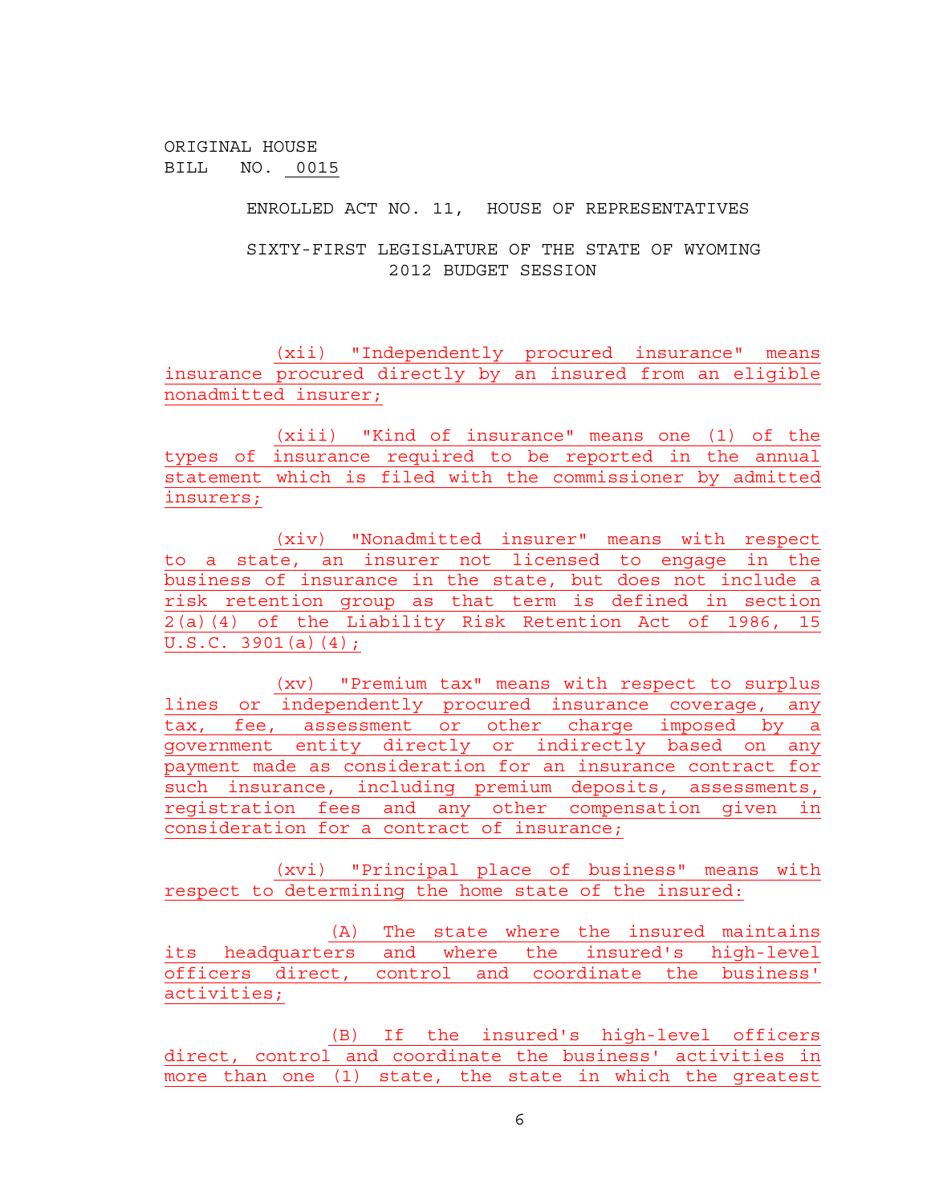ORIGINAL HOUSE
BILL NO. 0015

ENROLLED ACT NO. 11, HOUSE OF REPRESENTATIVES

SIXTY-FIRST LEGISLATURE OF THE STATE OF WYOMING
2012 BUDGET SESSION

(xii) "Independently procured insurance" means insurance procured directly by an insured from an eligible nonadmitted insurer;

(xiii) "Kind of insurance" means one (1) of the types of insurance required to be reported in the annual statement which is filed with the commissioner by admitted insurers;

(xiv) "Nonadmitted insurer" means with respect to a state, an insurer not licensed to engage in the business of insurance in the state, but does not include a risk retention group as that term is defined in section 2(a)(4) of the Liability Risk Retention Act of 1986, 15 U.S.C. 3901(a)(4);

(xv) "Premium tax" means with respect to surplus lines or independently procured insurance coverage, any tax, fee, assessment or other charge imposed by a government entity directly or indirectly based on any payment made as consideration for an insurance contract for such insurance, including premium deposits, assessments, registration fees and any other compensation given in consideration for a contract of insurance;

(xvi) "Principal place of business" means with respect to determining the home state of the insured:

(A) The state where the insured maintains its headquarters and where the insured's high-level officers direct, control and coordinate the business' activities;

(B) If the insured's high-level officers direct, control and coordinate the business' activities in more than one (1) state, the state in which the greatest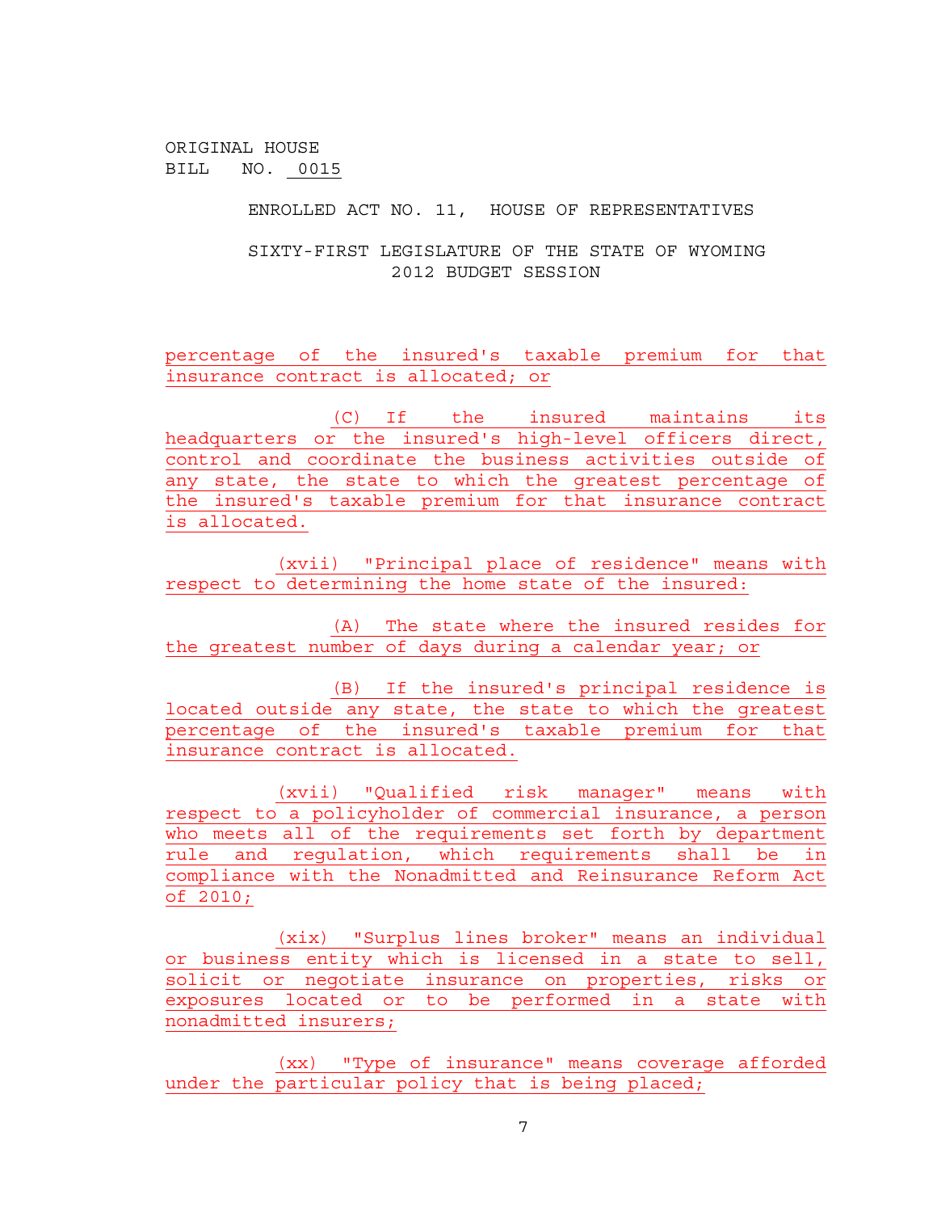ORIGINAL HOUSE
BILL NO. 0015

ENROLLED ACT NO. 11, HOUSE OF REPRESENTATIVES

SIXTY-FIRST LEGISLATURE OF THE STATE OF WYOMING
2012 BUDGET SESSION

percentage of the insured's taxable premium for that insurance contract is allocated; or

(C) If the insured maintains its headquarters or the insured's high-level officers direct, control and coordinate the business activities outside of any state, the state to which the greatest percentage of the insured's taxable premium for that insurance contract is allocated.

(xvii) "Principal place of residence" means with respect to determining the home state of the insured:

(A) The state where the insured resides for the greatest number of days during a calendar year; or

(B) If the insured's principal residence is located outside any state, the state to which the greatest percentage of the insured's taxable premium for that insurance contract is allocated.

(xvii) "Qualified risk manager" means with respect to a policyholder of commercial insurance, a person who meets all of the requirements set forth by department rule and regulation, which requirements shall be in compliance with the Nonadmitted and Reinsurance Reform Act of 2010;

(xix) "Surplus lines broker" means an individual or business entity which is licensed in a state to sell, solicit or negotiate insurance on properties, risks or exposures located or to be performed in a state with nonadmitted insurers;

(xx) "Type of insurance" means coverage afforded under the particular policy that is being placed;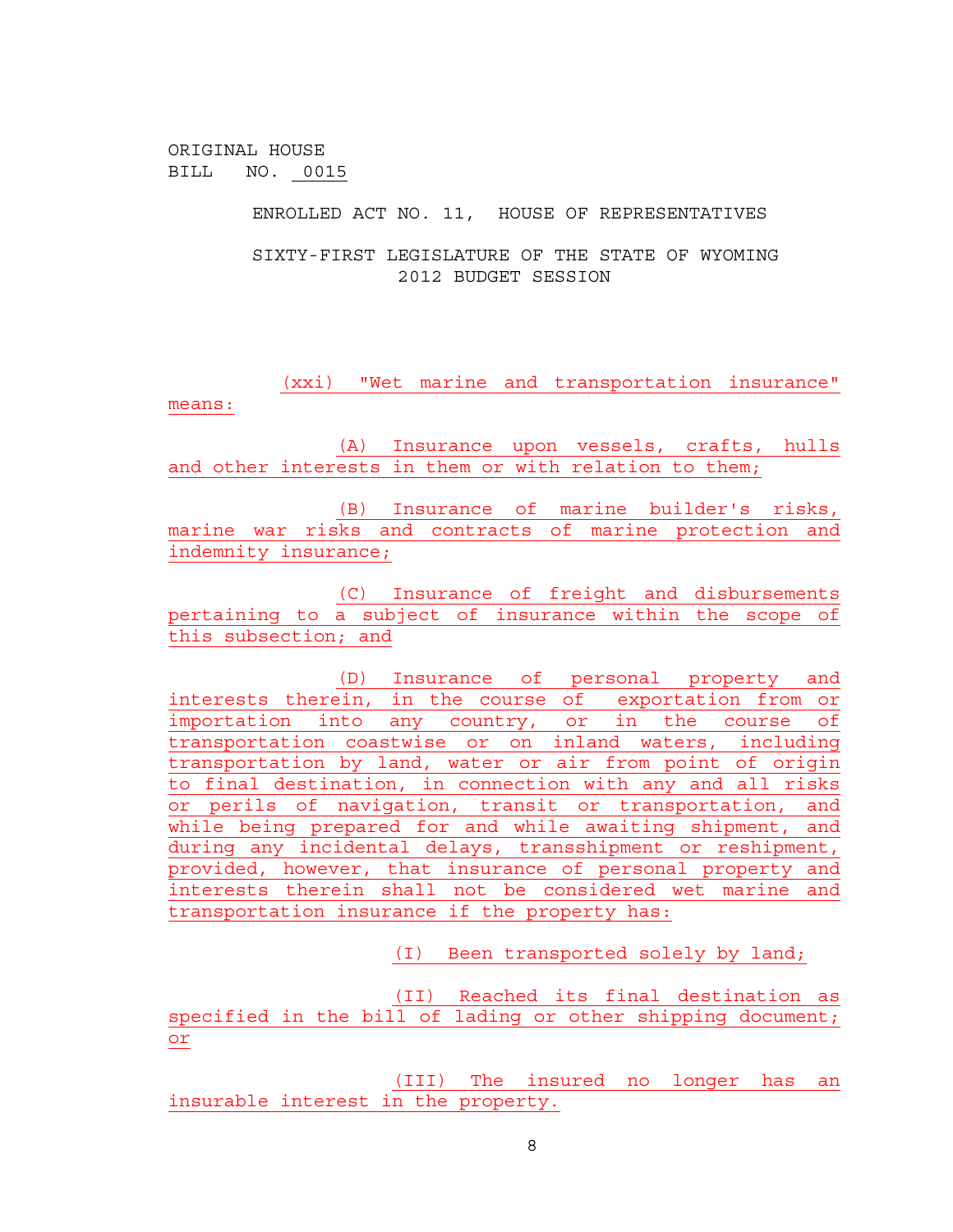ORIGINAL HOUSE
BILL NO. 0015

ENROLLED ACT NO. 11, HOUSE OF REPRESENTATIVES

SIXTY-FIRST LEGISLATURE OF THE STATE OF WYOMING
2012 BUDGET SESSION

(xxi) "Wet marine and transportation insurance" means:

(A) Insurance upon vessels, crafts, hulls and other interests in them or with relation to them;

(B) Insurance of marine builder's risks, marine war risks and contracts of marine protection and indemnity insurance;

(C) Insurance of freight and disbursements pertaining to a subject of insurance within the scope of this subsection; and

(D) Insurance of personal property and interests therein, in the course of exportation from or importation into any country, or in the course of transportation coastwise or on inland waters, including transportation by land, water or air from point of origin to final destination, in connection with any and all risks or perils of navigation, transit or transportation, and while being prepared for and while awaiting shipment, and during any incidental delays, transshipment or reshipment, provided, however, that insurance of personal property and interests therein shall not be considered wet marine and transportation insurance if the property has:

(I) Been transported solely by land;

(II) Reached its final destination as specified in the bill of lading or other shipping document; or

(III) The insured no longer has an insurable interest in the property.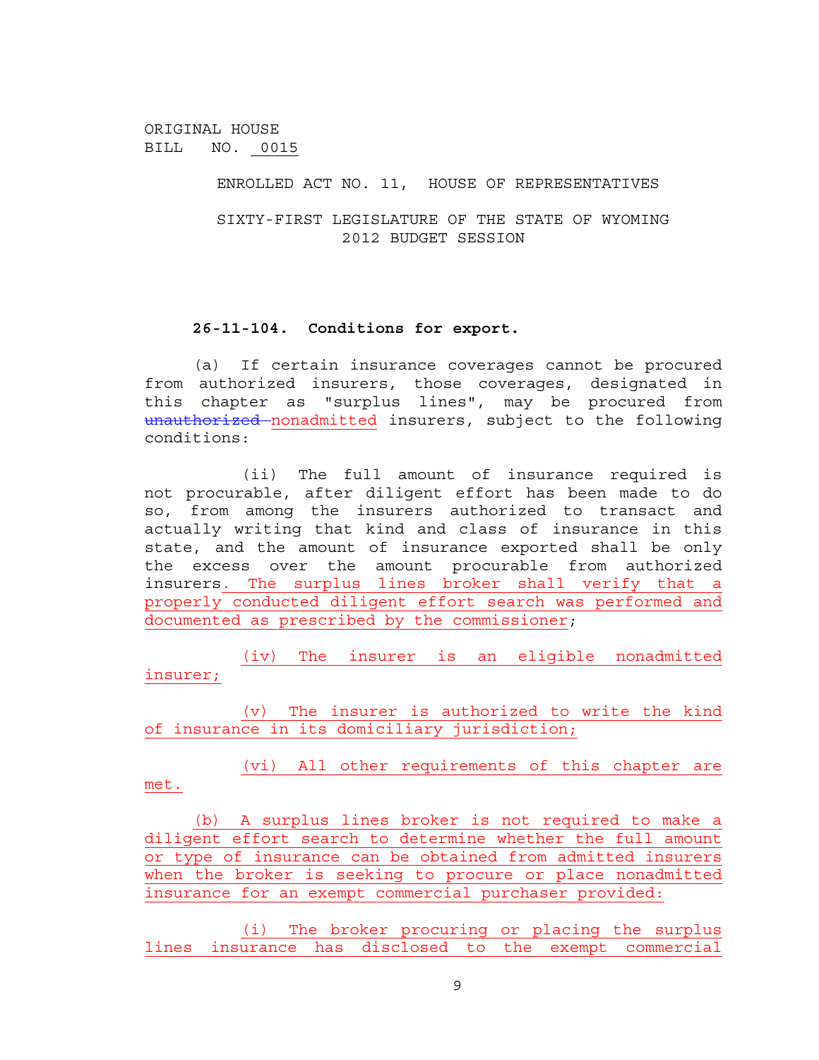ORIGINAL HOUSE
BILL NO. 0015

ENROLLED ACT NO. 11, HOUSE OF REPRESENTATIVES

SIXTY-FIRST LEGISLATURE OF THE STATE OF WYOMING
2012 BUDGET SESSION

**26-11-104. Conditions for export.**

(a) If certain insurance coverages cannot be procured from authorized insurers, those coverages, designated in this chapter as "surplus lines", may be procured from ~~unauthorized~~ nonadmitted insurers, subject to the following conditions:

(ii) The full amount of insurance required is not procurable, after diligent effort has been made to do so, from among the insurers authorized to transact and actually writing that kind and class of insurance in this state, and the amount of insurance exported shall be only the excess over the amount procurable from authorized insurers. The surplus lines broker shall verify that a properly conducted diligent effort search was performed and documented as prescribed by the commissioner;

(iv) The insurer is an eligible nonadmitted insurer;

(v) The insurer is authorized to write the kind of insurance in its domiciliary jurisdiction;

(vi) All other requirements of this chapter are met.

(b) A surplus lines broker is not required to make a diligent effort search to determine whether the full amount or type of insurance can be obtained from admitted insurers when the broker is seeking to procure or place nonadmitted insurance for an exempt commercial purchaser provided:

(i) The broker procuring or placing the surplus lines insurance has disclosed to the exempt commercial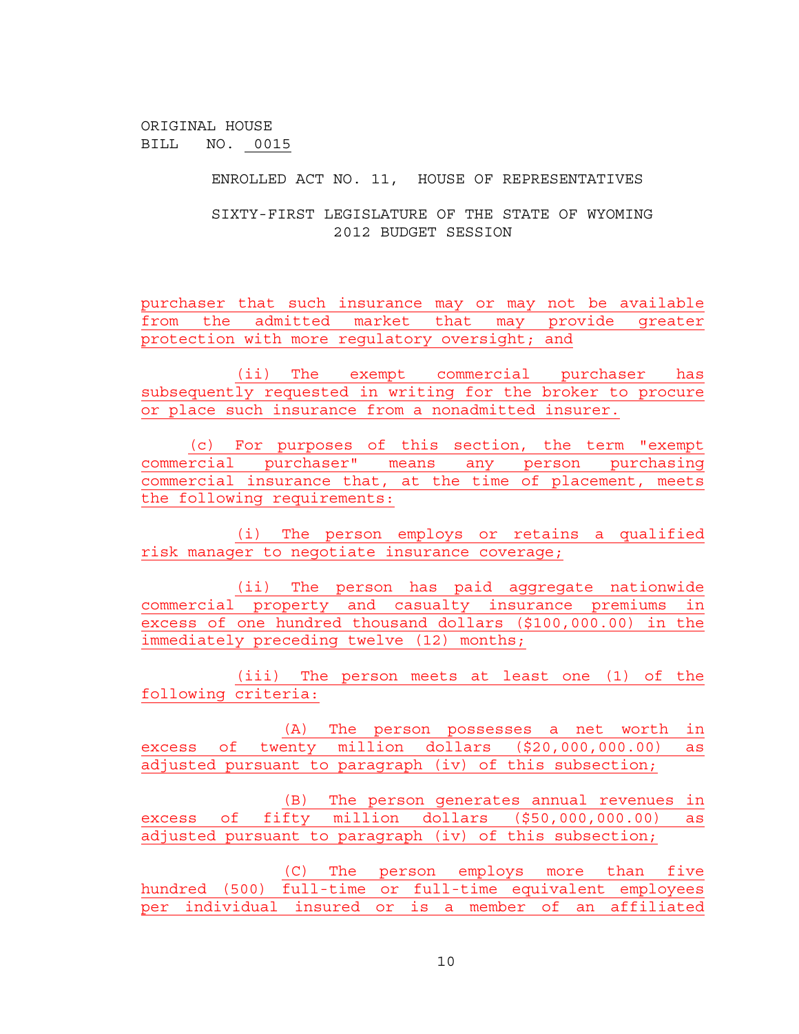ORIGINAL HOUSE
BILL NO. 0015

ENROLLED ACT NO. 11, HOUSE OF REPRESENTATIVES

SIXTY-FIRST LEGISLATURE OF THE STATE OF WYOMING
2012 BUDGET SESSION

purchaser that such insurance may or may not be available from the admitted market that may provide greater protection with more regulatory oversight; and

(ii) The exempt commercial purchaser has subsequently requested in writing for the broker to procure or place such insurance from a nonadmitted insurer.

(c) For purposes of this section, the term "exempt commercial purchaser" means any person purchasing commercial insurance that, at the time of placement, meets the following requirements:

(i) The person employs or retains a qualified risk manager to negotiate insurance coverage;

(ii) The person has paid aggregate nationwide commercial property and casualty insurance premiums in excess of one hundred thousand dollars ($100,000.00) in the immediately preceding twelve (12) months;

(iii) The person meets at least one (1) of the following criteria:

(A) The person possesses a net worth in excess of twenty million dollars ($20,000,000.00) as adjusted pursuant to paragraph (iv) of this subsection;

(B) The person generates annual revenues in excess of fifty million dollars ($50,000,000.00) as adjusted pursuant to paragraph (iv) of this subsection;

(C) The person employs more than five hundred (500) full-time or full-time equivalent employees per individual insured or is a member of an affiliated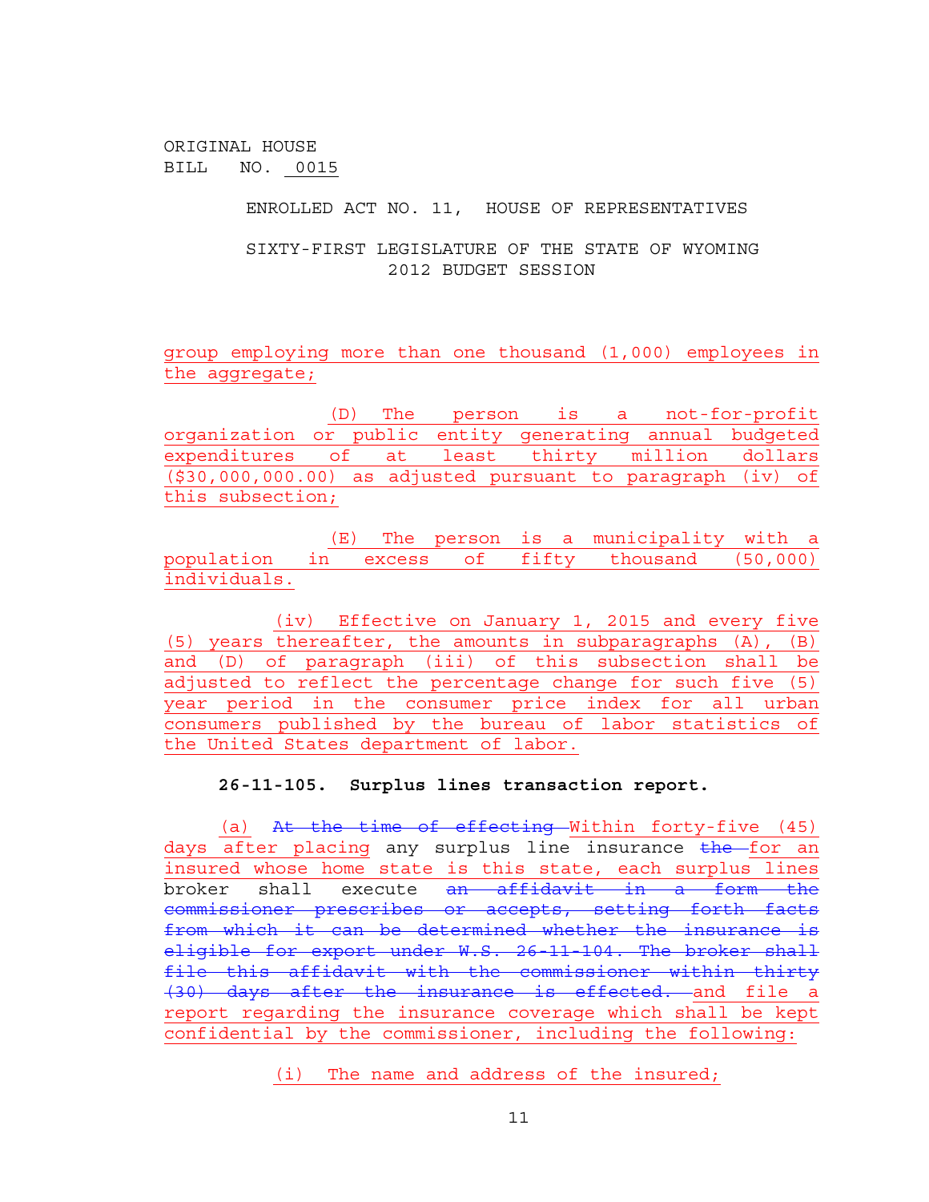ORIGINAL HOUSE
BILL NO. 0015

ENROLLED ACT NO. 11, HOUSE OF REPRESENTATIVES

SIXTY-FIRST LEGISLATURE OF THE STATE OF WYOMING
2012 BUDGET SESSION

group employing more than one thousand (1,000) employees in the aggregate;

(D) The person is a not-for-profit organization or public entity generating annual budgeted expenditures of at least thirty million dollars ($30,000,000.00) as adjusted pursuant to paragraph (iv) of this subsection;

(E) The person is a municipality with a population in excess of fifty thousand (50,000) individuals.

(iv) Effective on January 1, 2015 and every five (5) years thereafter, the amounts in subparagraphs (A), (B) and (D) of paragraph (iii) of this subsection shall be adjusted to reflect the percentage change for such five (5) year period in the consumer price index for all urban consumers published by the bureau of labor statistics of the United States department of labor.

**26-11-105. Surplus lines transaction report.**

(a) ~~At the time of effecting~~ Within forty-five (45) days after placing any surplus line insurance ~~the~~ for an insured whose home state is this state, each surplus lines broker shall execute ~~an affidavit in a form the commissioner prescribes or accepts, setting forth facts from which it can be determined whether the insurance is eligible for export under W.S. 26-11-104. The broker shall file this affidavit with the commissioner within thirty (30) days after the insurance is effected.~~ and file a report regarding the insurance coverage which shall be kept confidential by the commissioner, including the following:

(i) The name and address of the insured;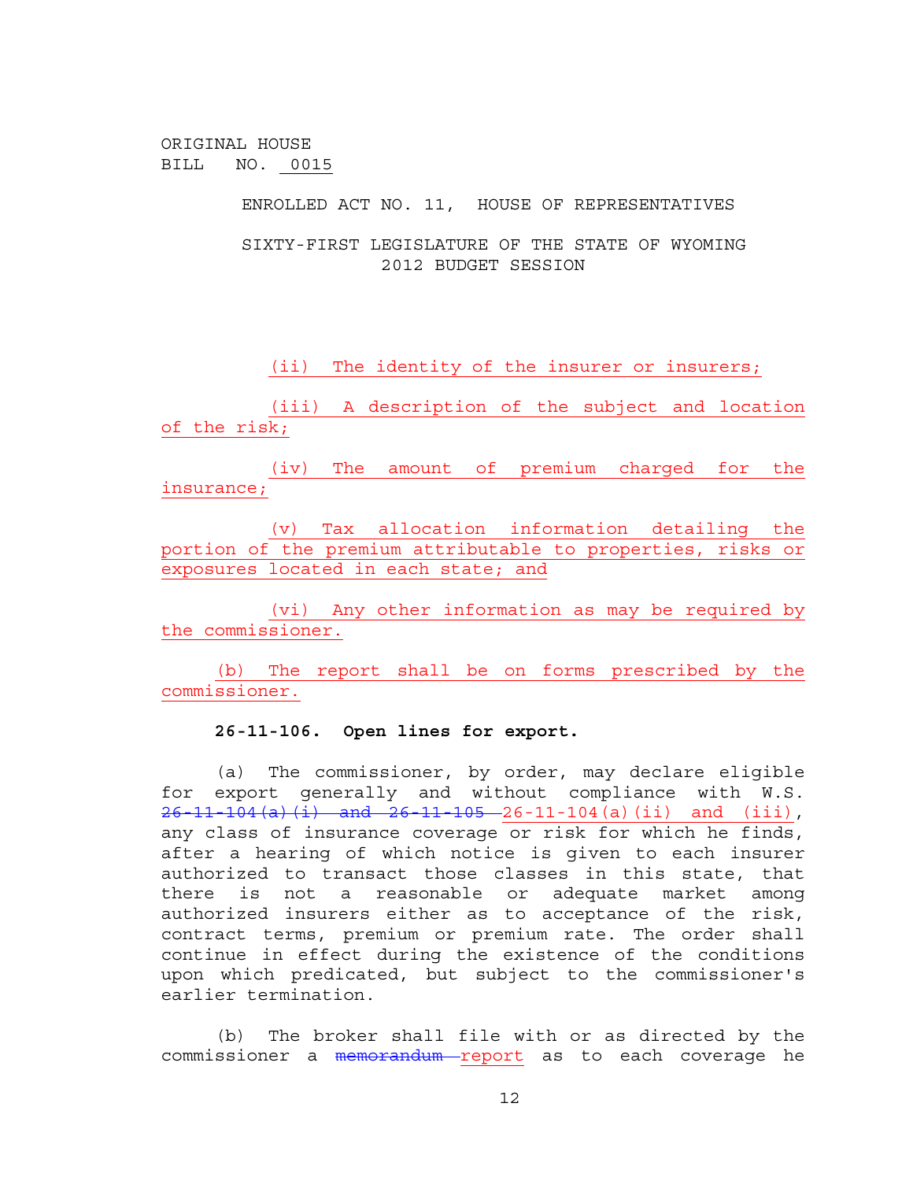ORIGINAL HOUSE
BILL NO. 0015

ENROLLED ACT NO. 11, HOUSE OF REPRESENTATIVES

SIXTY-FIRST LEGISLATURE OF THE STATE OF WYOMING
2012 BUDGET SESSION

(ii) The identity of the insurer or insurers;

(iii) A description of the subject and location of the risk;

(iv) The amount of premium charged for the insurance;

(v) Tax allocation information detailing the portion of the premium attributable to properties, risks or exposures located in each state; and

(vi) Any other information as may be required by the commissioner.

(b) The report shall be on forms prescribed by the commissioner.

**26-11-106. Open lines for export.**

(a) The commissioner, by order, may declare eligible for export generally and without compliance with W.S. ~~26-11-104(a)(i) and 26-11-105~~ 26-11-104(a)(ii) and (iii), any class of insurance coverage or risk for which he finds, after a hearing of which notice is given to each insurer authorized to transact those classes in this state, that there is not a reasonable or adequate market among authorized insurers either as to acceptance of the risk, contract terms, premium or premium rate. The order shall continue in effect during the existence of the conditions upon which predicated, but subject to the commissioner's earlier termination.

(b) The broker shall file with or as directed by the commissioner a ~~memorandum~~ report as to each coverage he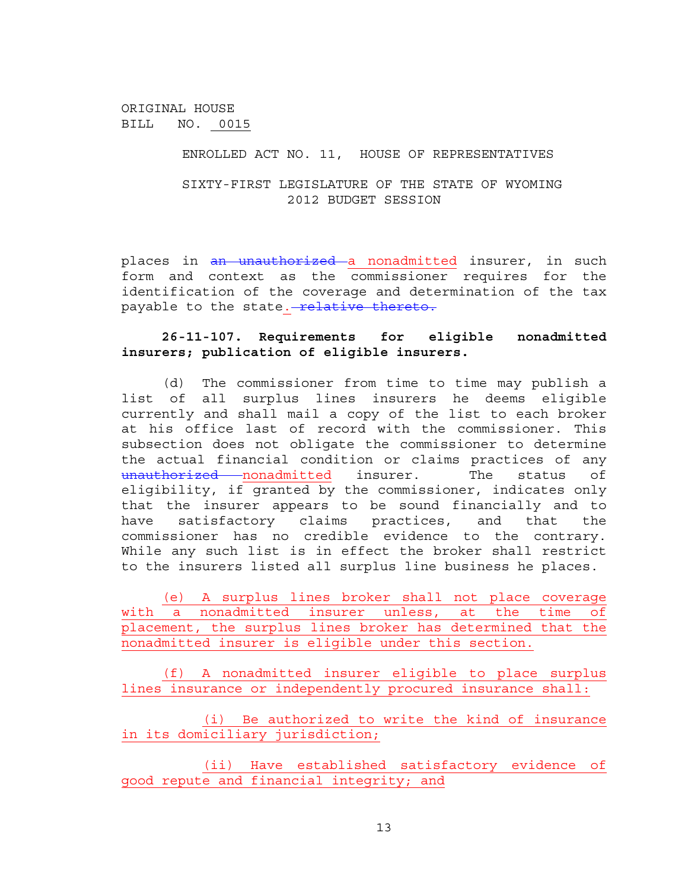ORIGINAL HOUSE
BILL NO. 0015

ENROLLED ACT NO. 11, HOUSE OF REPRESENTATIVES

SIXTY-FIRST LEGISLATURE OF THE STATE OF WYOMING
2012 BUDGET SESSION

places in ~~an unauthorized~~ a nonadmitted insurer, in such form and context as the commissioner requires for the identification of the coverage and determination of the tax payable to the state. ~~relative thereto.~~

**26-11-107. Requirements for eligible nonadmitted insurers; publication of eligible insurers.**

(d) The commissioner from time to time may publish a list of all surplus lines insurers he deems eligible currently and shall mail a copy of the list to each broker at his office last of record with the commissioner. This subsection does not obligate the commissioner to determine the actual financial condition or claims practices of any ~~unauthorized~~ nonadmitted insurer. The status of eligibility, if granted by the commissioner, indicates only that the insurer appears to be sound financially and to have satisfactory claims practices, and that the commissioner has no credible evidence to the contrary. While any such list is in effect the broker shall restrict to the insurers listed all surplus line business he places.

(e) A surplus lines broker shall not place coverage with a nonadmitted insurer unless, at the time of placement, the surplus lines broker has determined that the nonadmitted insurer is eligible under this section.

(f) A nonadmitted insurer eligible to place surplus lines insurance or independently procured insurance shall:

(i) Be authorized to write the kind of insurance in its domiciliary jurisdiction;

(ii) Have established satisfactory evidence of good repute and financial integrity; and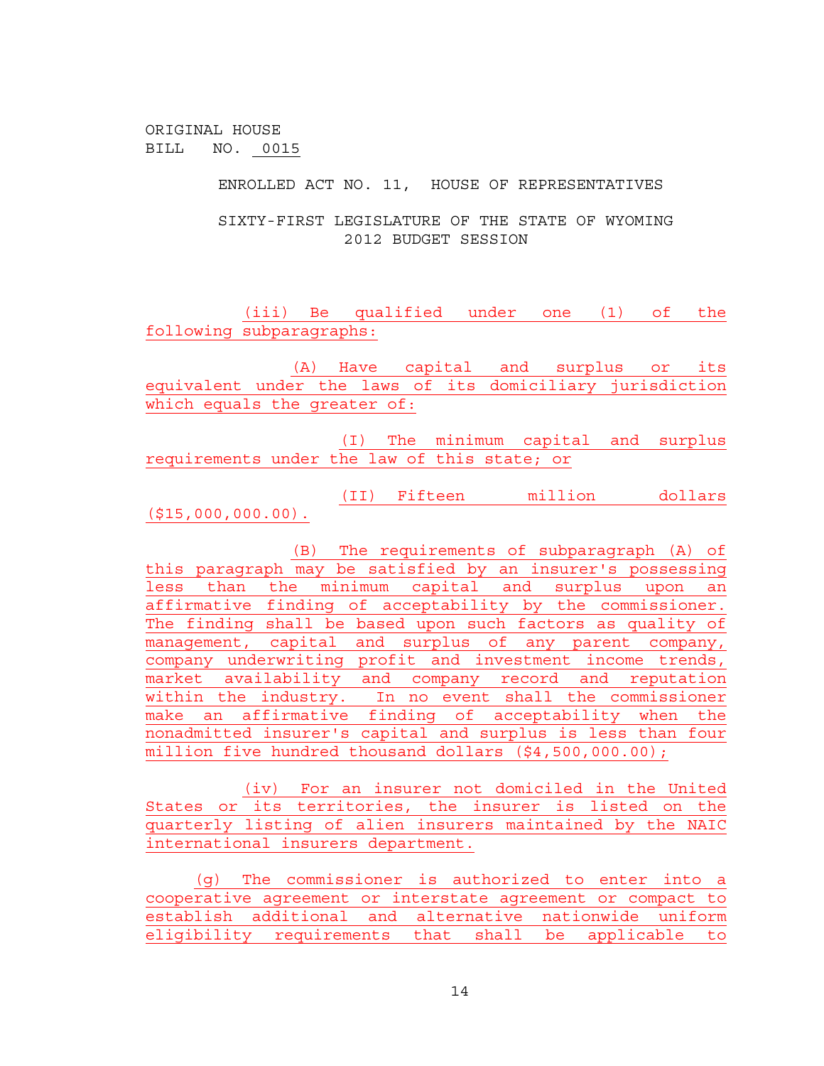ORIGINAL HOUSE
BILL NO. 0015

ENROLLED ACT NO. 11, HOUSE OF REPRESENTATIVES

SIXTY-FIRST LEGISLATURE OF THE STATE OF WYOMING
2012 BUDGET SESSION

(iii) Be qualified under one (1) of the following subparagraphs:

(A) Have capital and surplus or its equivalent under the laws of its domiciliary jurisdiction which equals the greater of:

(I) The minimum capital and surplus requirements under the law of this state; or

(II) Fifteen million dollars ($15,000,000.00).

(B) The requirements of subparagraph (A) of this paragraph may be satisfied by an insurer's possessing less than the minimum capital and surplus upon an affirmative finding of acceptability by the commissioner. The finding shall be based upon such factors as quality of management, capital and surplus of any parent company, company underwriting profit and investment income trends, market availability and company record and reputation within the industry. In no event shall the commissioner make an affirmative finding of acceptability when the nonadmitted insurer's capital and surplus is less than four million five hundred thousand dollars ($4,500,000.00);

(iv) For an insurer not domiciled in the United States or its territories, the insurer is listed on the quarterly listing of alien insurers maintained by the NAIC international insurers department.

(g) The commissioner is authorized to enter into a cooperative agreement or interstate agreement or compact to establish additional and alternative nationwide uniform eligibility requirements that shall be applicable to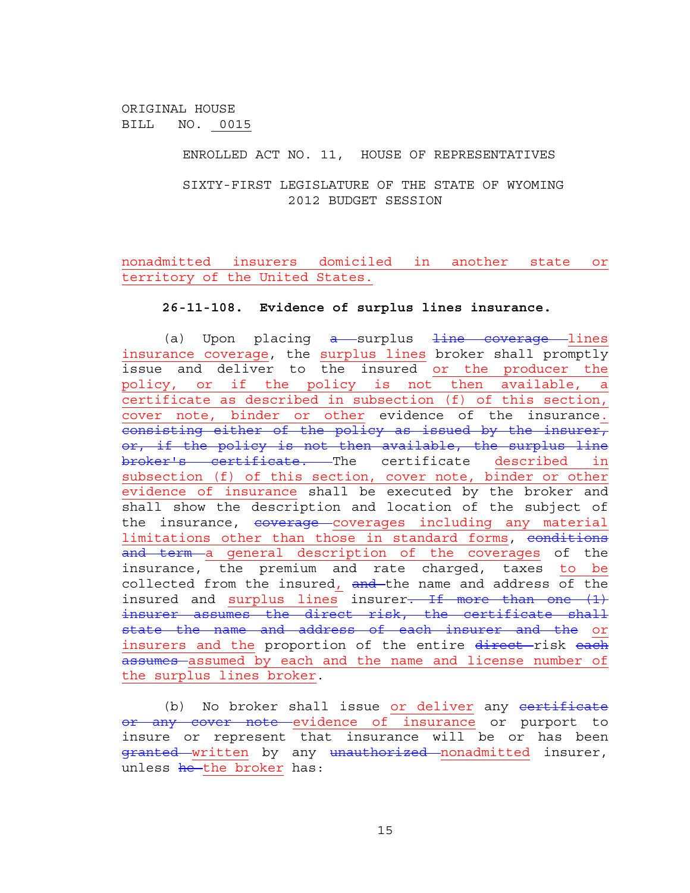nonadmitted insurers domiciled in another state or territory of the United States.

**26-11-108. Evidence of surplus lines insurance.**

(a) Upon placing ~~a~~ surplus ~~line coverage~~ lines insurance coverage, the surplus lines broker shall promptly issue and deliver to the insured or the producer the policy, or if the policy is not then available, a certificate as described in subsection (f) of this section, cover note, binder or other evidence of the insurance. ~~consisting either of the policy as issued by the insurer, or, if the policy is not then available, the surplus line broker's certificate.~~ The certificate described in subsection (f) of this section, cover note, binder or other evidence of insurance shall be executed by the broker and shall show the description and location of the subject of the insurance, ~~coverage~~ coverages including any material limitations other than those in standard forms, ~~conditions and term~~ a general description of the coverages of the insurance, the premium and rate charged, taxes to be collected from the insured, ~~and~~ the name and address of the insured and surplus lines insurer~~. If more than one (1) insurer assumes the direct risk, the certificate shall state the name and address of each insurer and the~~ or insurers and the proportion of the entire ~~direct~~ risk ~~each assumes~~ assumed by each and the name and license number of the surplus lines broker.

(b) No broker shall issue or deliver any ~~certificate or any cover note~~ evidence of insurance or purport to insure or represent that insurance will be or has been ~~granted~~ written by any ~~unauthorized~~ nonadmitted insurer, unless ~~he~~ the broker has: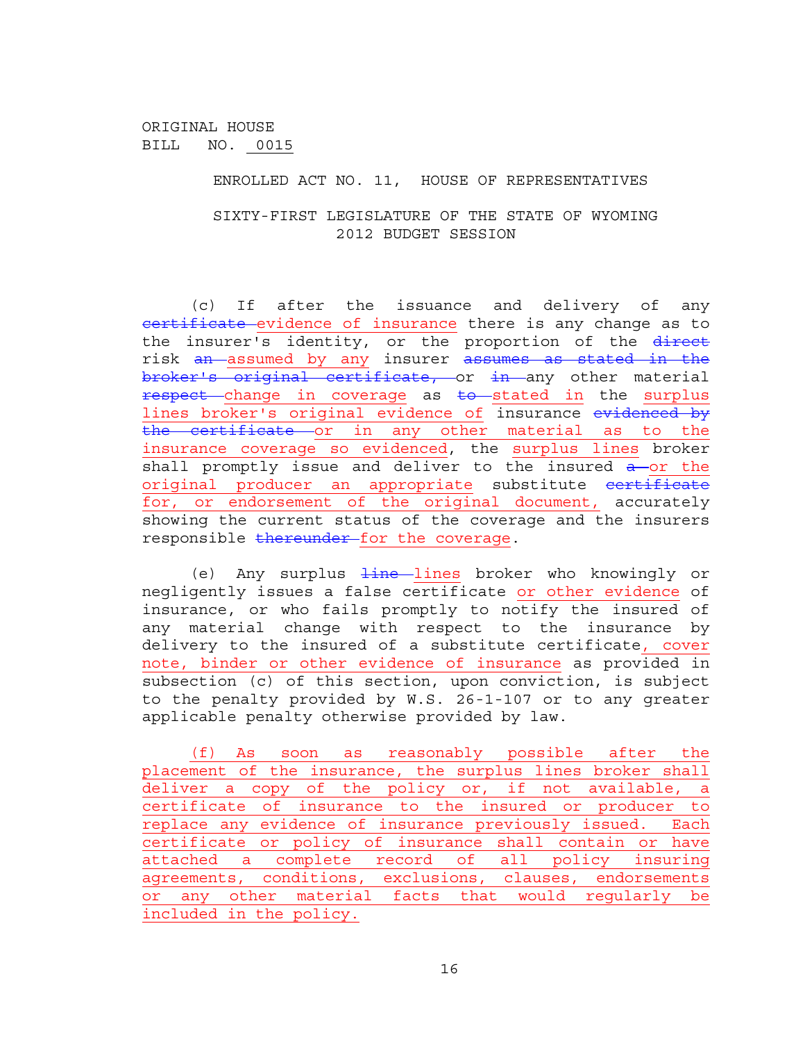ORIGINAL HOUSE BILL NO. 0015

ENROLLED ACT NO. 11, HOUSE OF REPRESENTATIVES

SIXTY-FIRST LEGISLATURE OF THE STATE OF WYOMING
2012 BUDGET SESSION

(c) If after the issuance and delivery of any ~~certificate~~ evidence of insurance there is any change as to the insurer's identity, or the proportion of the ~~direct~~ risk ~~an~~ assumed by any insurer ~~assumes as stated in the broker's original certificate,~~ or ~~in~~ any other material ~~respect~~ change in coverage as ~~to~~ stated in the surplus lines broker's original evidence of insurance ~~evidenced by the certificate~~ or in any other material as to the insurance coverage so evidenced, the surplus lines broker shall promptly issue and deliver to the insured ~~a~~ or the original producer an appropriate substitute ~~certificate~~ for, or endorsement of the original document, accurately showing the current status of the coverage and the insurers responsible ~~thereunder~~ for the coverage.

(e) Any surplus ~~line~~ lines broker who knowingly or negligently issues a false certificate or other evidence of insurance, or who fails promptly to notify the insured of any material change with respect to the insurance by delivery to the insured of a substitute certificate, cover note, binder or other evidence of insurance as provided in subsection (c) of this section, upon conviction, is subject to the penalty provided by W.S. 26-1-107 or to any greater applicable penalty otherwise provided by law.

(f) As soon as reasonably possible after the placement of the insurance, the surplus lines broker shall deliver a copy of the policy or, if not available, a certificate of insurance to the insured or producer to replace any evidence of insurance previously issued. Each certificate or policy of insurance shall contain or have attached a complete record of all policy insuring agreements, conditions, exclusions, clauses, endorsements or any other material facts that would regularly be included in the policy.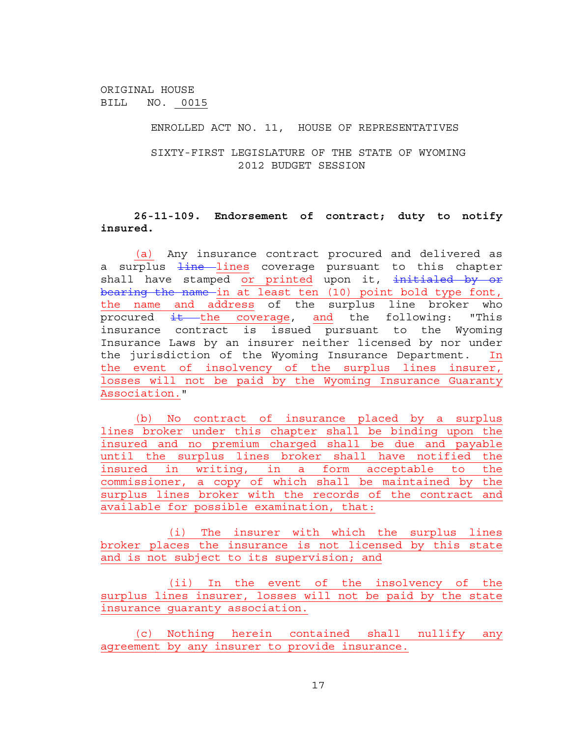ORIGINAL HOUSE
BILL NO. 0015

ENROLLED ACT NO. 11, HOUSE OF REPRESENTATIVES

SIXTY-FIRST LEGISLATURE OF THE STATE OF WYOMING
2012 BUDGET SESSION

**26-11-109. Endorsement of contract; duty to notify insured.**

(a) Any insurance contract procured and delivered as a surplus ~~line~~ lines coverage pursuant to this chapter shall have stamped or printed upon it, ~~initialed by or bearing the name~~ in at least ten (10) point bold type font, the name and address of the surplus line broker who procured ~~it~~ the coverage, and the following: "This insurance contract is issued pursuant to the Wyoming Insurance Laws by an insurer neither licensed by nor under the jurisdiction of the Wyoming Insurance Department. In the event of insolvency of the surplus lines insurer, losses will not be paid by the Wyoming Insurance Guaranty Association."

(b) No contract of insurance placed by a surplus lines broker under this chapter shall be binding upon the insured and no premium charged shall be due and payable until the surplus lines broker shall have notified the insured in writing, in a form acceptable to the commissioner, a copy of which shall be maintained by the surplus lines broker with the records of the contract and available for possible examination, that:

(i) The insurer with which the surplus lines broker places the insurance is not licensed by this state and is not subject to its supervision; and

(ii) In the event of the insolvency of the surplus lines insurer, losses will not be paid by the state insurance guaranty association.

(c) Nothing herein contained shall nullify any agreement by any insurer to provide insurance.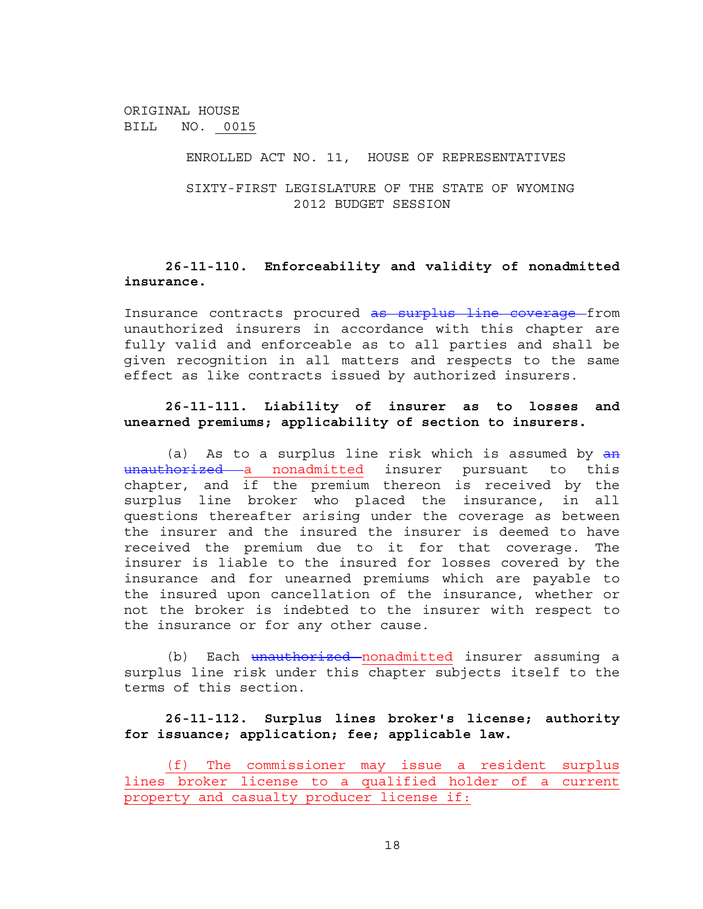ORIGINAL HOUSE
BILL NO. 0015

ENROLLED ACT NO. 11, HOUSE OF REPRESENTATIVES

SIXTY-FIRST LEGISLATURE OF THE STATE OF WYOMING
2012 BUDGET SESSION

**26-11-110. Enforceability and validity of nonadmitted insurance.**

Insurance contracts procured ~~as surplus line coverage~~ from unauthorized insurers in accordance with this chapter are fully valid and enforceable as to all parties and shall be given recognition in all matters and respects to the same effect as like contracts issued by authorized insurers.

**26-11-111. Liability of insurer as to losses and unearned premiums; applicability of section to insurers.**

(a) As to a surplus line risk which is assumed by ~~an unauthorized~~ a nonadmitted insurer pursuant to this chapter, and if the premium thereon is received by the surplus line broker who placed the insurance, in all questions thereafter arising under the coverage as between the insurer and the insured the insurer is deemed to have received the premium due to it for that coverage. The insurer is liable to the insured for losses covered by the insurance and for unearned premiums which are payable to the insured upon cancellation of the insurance, whether or not the broker is indebted to the insurer with respect to the insurance or for any other cause.

(b) Each ~~unauthorized~~ nonadmitted insurer assuming a surplus line risk under this chapter subjects itself to the terms of this section.

**26-11-112. Surplus lines broker's license; authority for issuance; application; fee; applicable law.**

(f) The commissioner may issue a resident surplus lines broker license to a qualified holder of a current property and casualty producer license if: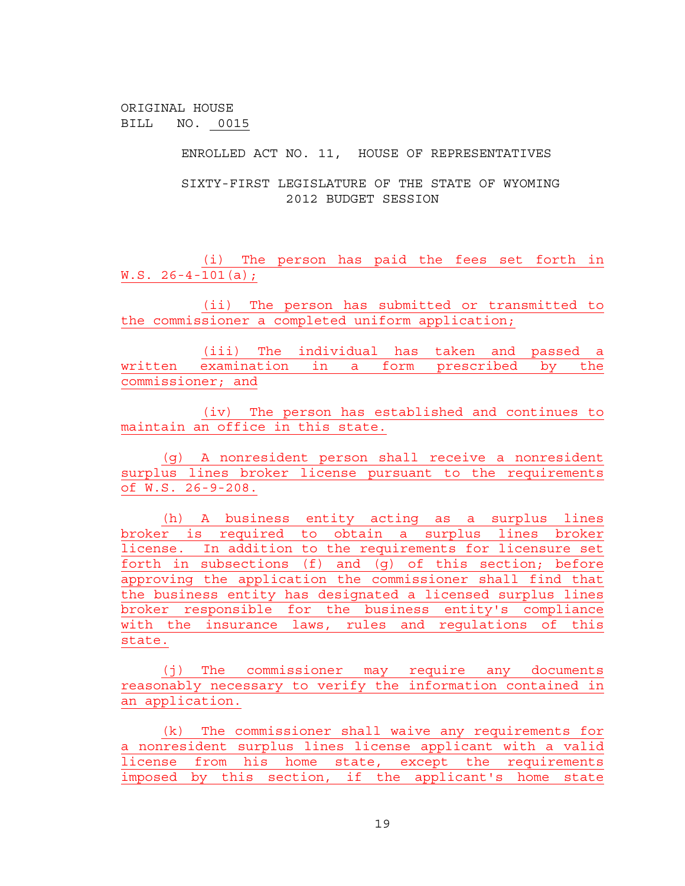ORIGINAL HOUSE
BILL NO. 0015

ENROLLED ACT NO. 11, HOUSE OF REPRESENTATIVES

SIXTY-FIRST LEGISLATURE OF THE STATE OF WYOMING
2012 BUDGET SESSION

(i) The person has paid the fees set forth in W.S. 26-4-101(a);

(ii) The person has submitted or transmitted to the commissioner a completed uniform application;

(iii) The individual has taken and passed a written examination in a form prescribed by the commissioner; and

(iv) The person has established and continues to maintain an office in this state.

(g) A nonresident person shall receive a nonresident surplus lines broker license pursuant to the requirements of W.S. 26-9-208.

(h) A business entity acting as a surplus lines broker is required to obtain a surplus lines broker license. In addition to the requirements for licensure set forth in subsections (f) and (g) of this section; before approving the application the commissioner shall find that the business entity has designated a licensed surplus lines broker responsible for the business entity's compliance with the insurance laws, rules and regulations of this state.

(j) The commissioner may require any documents reasonably necessary to verify the information contained in an application.

(k) The commissioner shall waive any requirements for a nonresident surplus lines license applicant with a valid license from his home state, except the requirements imposed by this section, if the applicant's home state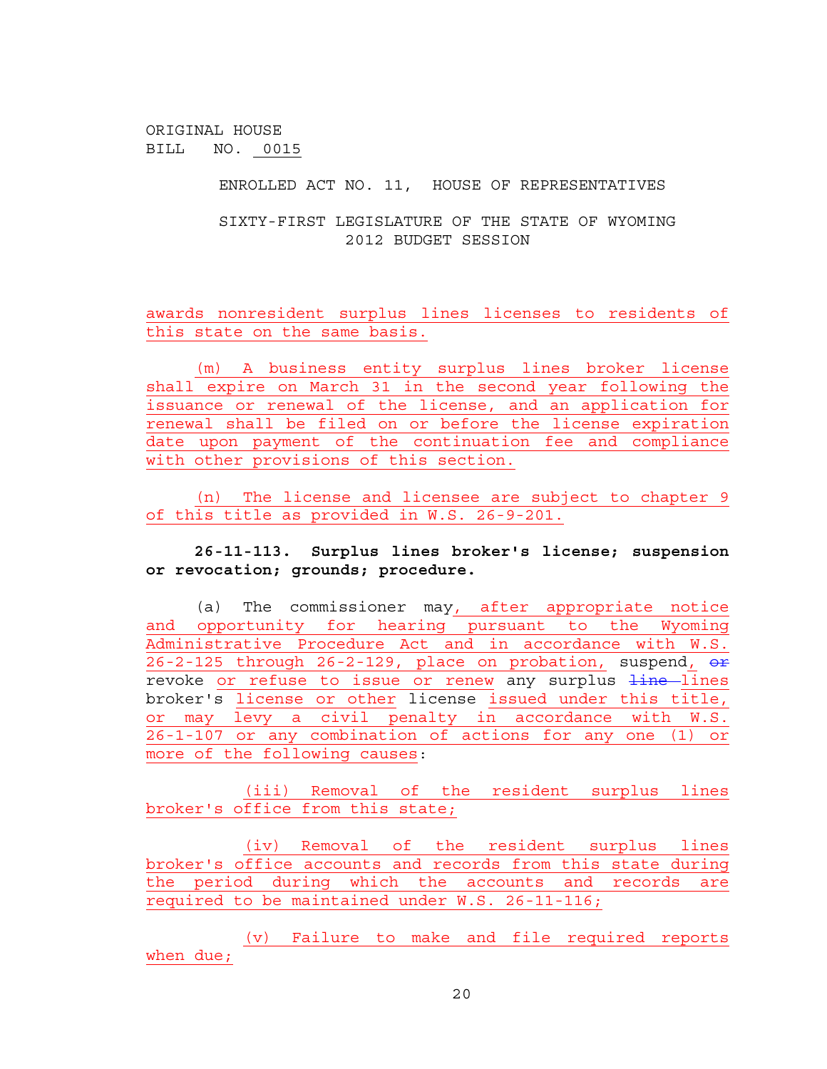ORIGINAL HOUSE
BILL NO. 0015

ENROLLED ACT NO. 11, HOUSE OF REPRESENTATIVES

SIXTY-FIRST LEGISLATURE OF THE STATE OF WYOMING
2012 BUDGET SESSION

awards nonresident surplus lines licenses to residents of this state on the same basis.

(m) A business entity surplus lines broker license shall expire on March 31 in the second year following the issuance or renewal of the license, and an application for renewal shall be filed on or before the license expiration date upon payment of the continuation fee and compliance with other provisions of this section.

(n) The license and licensee are subject to chapter 9 of this title as provided in W.S. 26-9-201.

**26-11-113. Surplus lines broker's license; suspension or revocation; grounds; procedure.**

(a) The commissioner may, after appropriate notice and opportunity for hearing pursuant to the Wyoming Administrative Procedure Act and in accordance with W.S. 26-2-125 through 26-2-129, place on probation, suspend, ~~or~~ revoke or refuse to issue or renew any surplus ~~line~~ lines broker's license or other license issued under this title, or may levy a civil penalty in accordance with W.S. 26-1-107 or any combination of actions for any one (1) or more of the following causes:

(iii) Removal of the resident surplus lines broker's office from this state;

(iv) Removal of the resident surplus lines broker's office accounts and records from this state during the period during which the accounts and records are required to be maintained under W.S. 26-11-116;

(v) Failure to make and file required reports when due;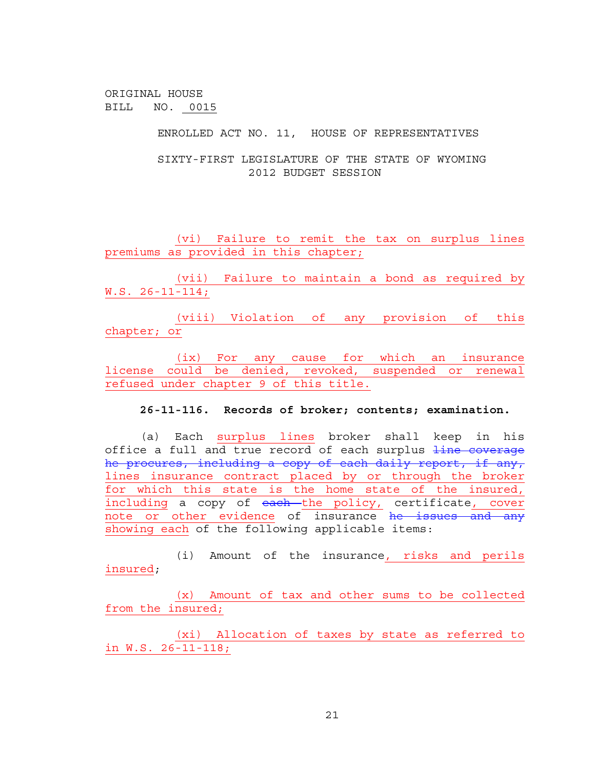(vi) Failure to remit the tax on surplus lines premiums as provided in this chapter;

(vii) Failure to maintain a bond as required by W.S. 26-11-114;

(viii) Violation of any provision of this chapter; or

(ix) For any cause for which an insurance license could be denied, revoked, suspended or renewal refused under chapter 9 of this title.

**26-11-116. Records of broker; contents; examination.**

(a) Each surplus lines broker shall keep in his office a full and true record of each surplus ~~line coverage he procures, including a copy of each daily report, if any,~~ lines insurance contract placed by or through the broker for which this state is the home state of the insured, including a copy of ~~each~~ the policy, certificate, cover note or other evidence of insurance ~~he issues and any~~ showing each of the following applicable items:

(i) Amount of the insurance, risks and perils insured;

(x) Amount of tax and other sums to be collected from the insured;

(xi) Allocation of taxes by state as referred to in W.S. 26-11-118;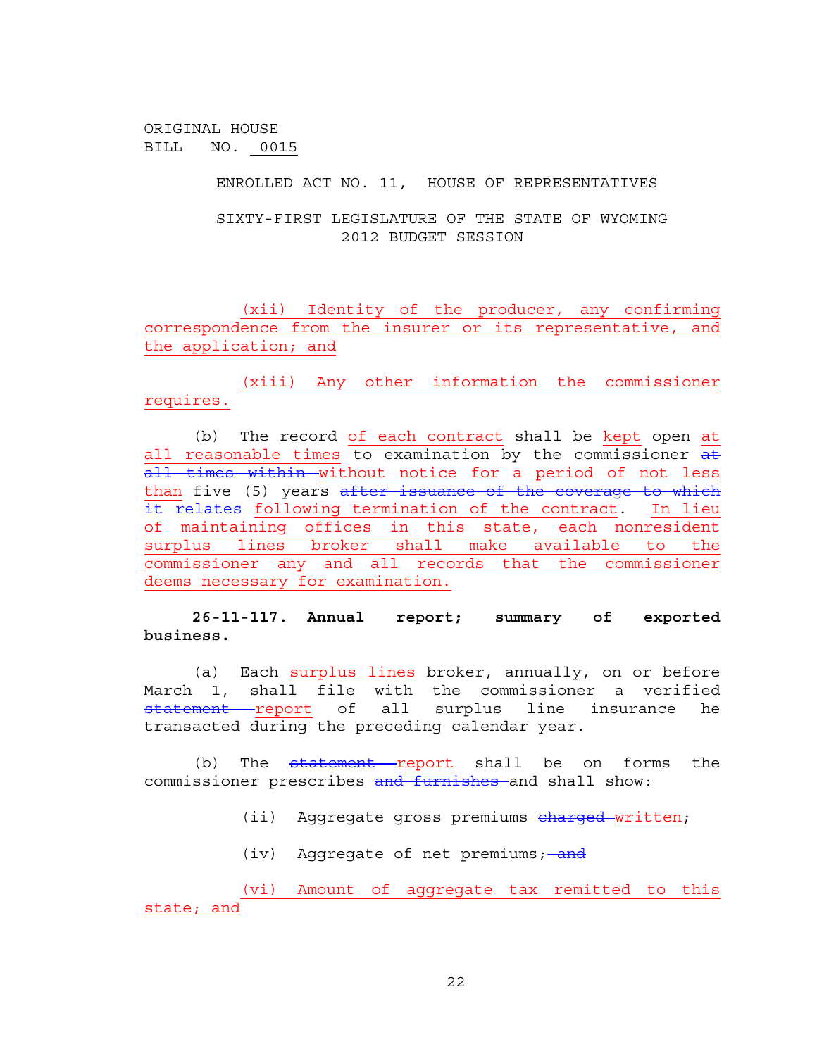ORIGINAL HOUSE BILL NO. 0015

ENROLLED ACT NO. 11, HOUSE OF REPRESENTATIVES

SIXTY-FIRST LEGISLATURE OF THE STATE OF WYOMING
2012 BUDGET SESSION

(xii) Identity of the producer, any confirming correspondence from the insurer or its representative, and the application; and

(xiii) Any other information the commissioner requires.

(b) The record of each contract shall be kept open at all reasonable times to examination by the commissioner ~~at all times within~~ without notice for a period of not less than five (5) years ~~after issuance of the coverage to which it relates~~ following termination of the contract. In lieu of maintaining offices in this state, each nonresident surplus lines broker shall make available to the commissioner any and all records that the commissioner deems necessary for examination.

**26-11-117. Annual report; summary of exported business.**

(a) Each surplus lines broker, annually, on or before March 1, shall file with the commissioner a verified ~~statement~~ report of all surplus line insurance he transacted during the preceding calendar year.

(b) The ~~statement~~ report shall be on forms the commissioner prescribes ~~and furnishes~~ and shall show:

(ii) Aggregate gross premiums ~~charged~~ written;

(iv) Aggregate of net premiums; ~~and~~

(vi) Amount of aggregate tax remitted to this state; and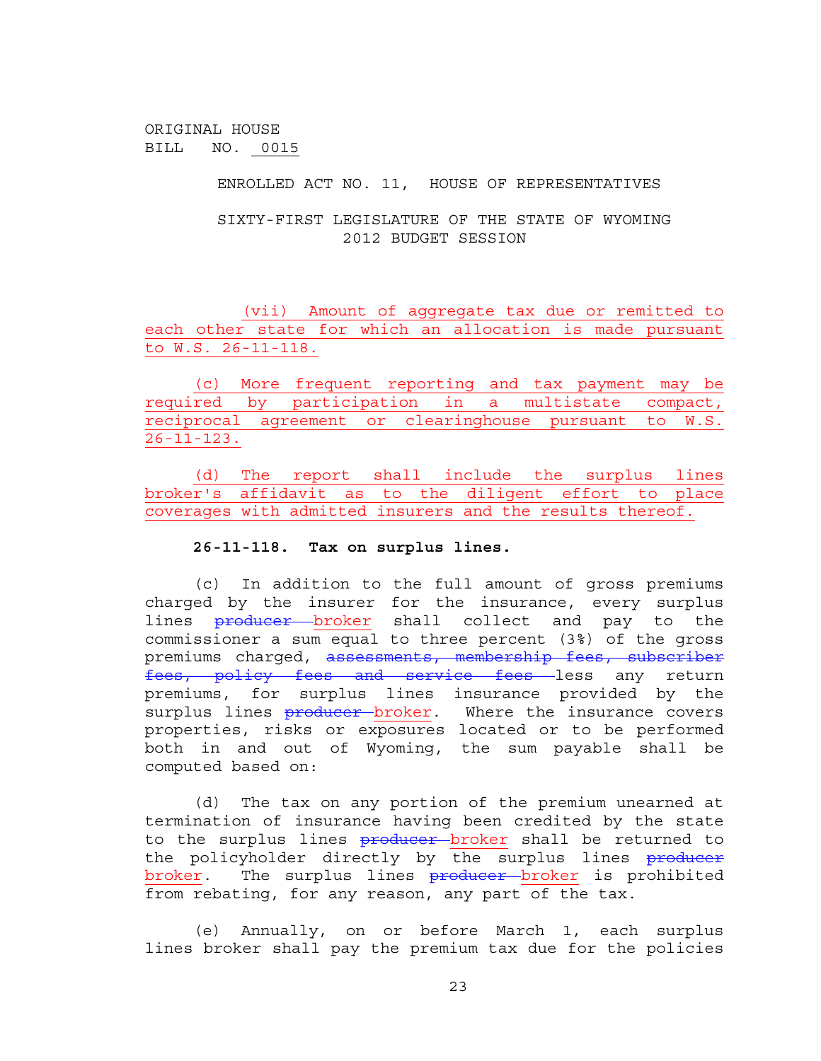ORIGINAL HOUSE
BILL NO. 0015

ENROLLED ACT NO. 11, HOUSE OF REPRESENTATIVES

SIXTY-FIRST LEGISLATURE OF THE STATE OF WYOMING
2012 BUDGET SESSION

(vii) Amount of aggregate tax due or remitted to each other state for which an allocation is made pursuant to W.S. 26-11-118.

(c) More frequent reporting and tax payment may be required by participation in a multistate compact, reciprocal agreement or clearinghouse pursuant to W.S. 26-11-123.

(d) The report shall include the surplus lines broker's affidavit as to the diligent effort to place coverages with admitted insurers and the results thereof.

**26-11-118. Tax on surplus lines.**

(c) In addition to the full amount of gross premiums charged by the insurer for the insurance, every surplus lines ~~producer~~ broker shall collect and pay to the commissioner a sum equal to three percent (3%) of the gross premiums charged, ~~assessments, membership fees, subscriber fees, policy fees and service fees~~ less any return premiums, for surplus lines insurance provided by the surplus lines ~~producer~~ broker. Where the insurance covers properties, risks or exposures located or to be performed both in and out of Wyoming, the sum payable shall be computed based on:

(d) The tax on any portion of the premium unearned at termination of insurance having been credited by the state to the surplus lines ~~producer~~ broker shall be returned to the policyholder directly by the surplus lines ~~producer~~ broker. The surplus lines ~~producer~~ broker is prohibited from rebating, for any reason, any part of the tax.

(e) Annually, on or before March 1, each surplus lines broker shall pay the premium tax due for the policies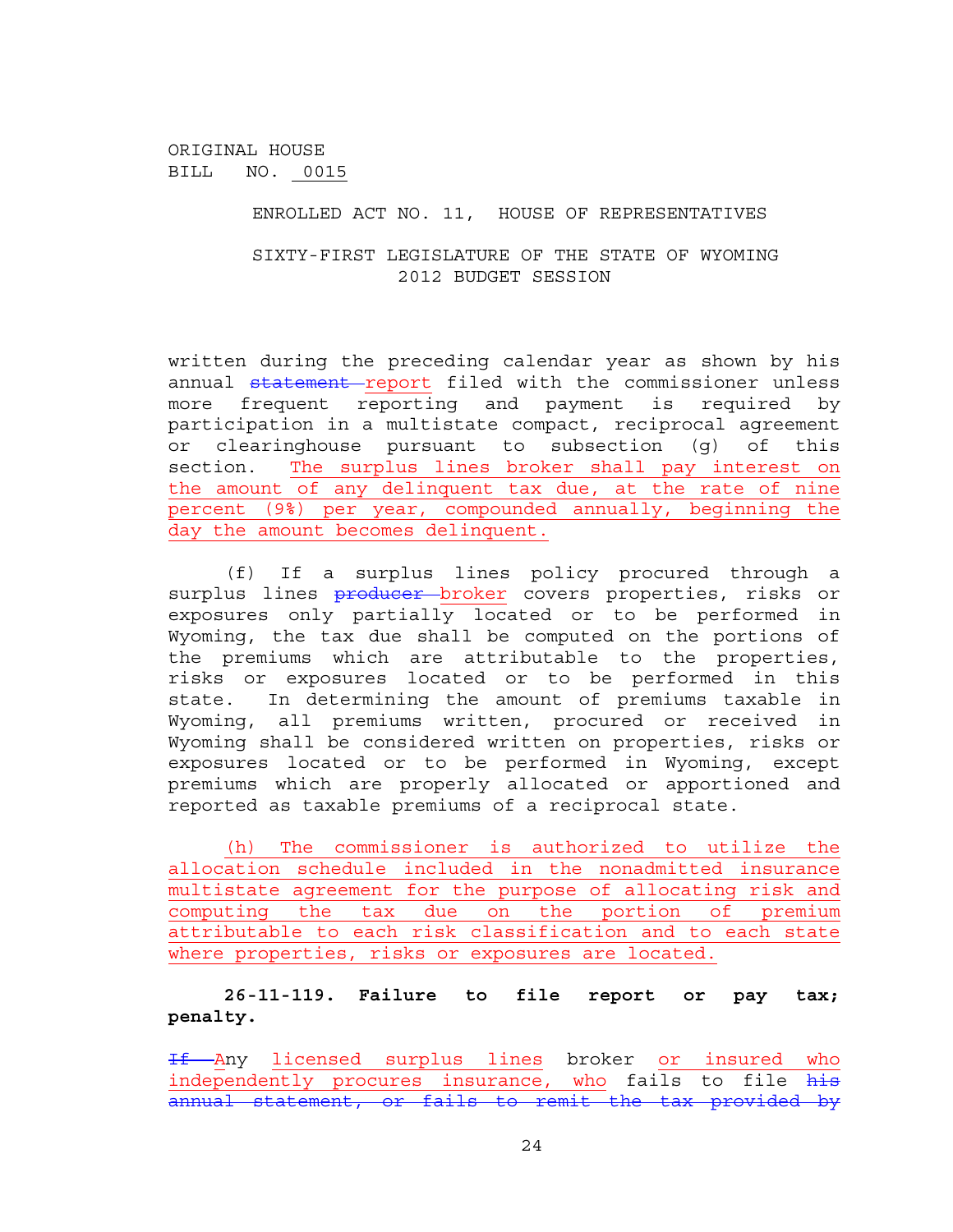ORIGINAL HOUSE
BILL NO. 0015

ENROLLED ACT NO. 11, HOUSE OF REPRESENTATIVES

SIXTY-FIRST LEGISLATURE OF THE STATE OF WYOMING
2012 BUDGET SESSION

written during the preceding calendar year as shown by his annual ~~statement~~ report filed with the commissioner unless more frequent reporting and payment is required by participation in a multistate compact, reciprocal agreement or clearinghouse pursuant to subsection (g) of this section. The surplus lines broker shall pay interest on the amount of any delinquent tax due, at the rate of nine percent (9%) per year, compounded annually, beginning the day the amount becomes delinquent.

(f) If a surplus lines policy procured through a surplus lines ~~producer~~ broker covers properties, risks or exposures only partially located or to be performed in Wyoming, the tax due shall be computed on the portions of the premiums which are attributable to the properties, risks or exposures located or to be performed in this state. In determining the amount of premiums taxable in Wyoming, all premiums written, procured or received in Wyoming shall be considered written on properties, risks or exposures located or to be performed in Wyoming, except premiums which are properly allocated or apportioned and reported as taxable premiums of a reciprocal state.

(h) The commissioner is authorized to utilize the allocation schedule included in the nonadmitted insurance multistate agreement for the purpose of allocating risk and computing the tax due on the portion of premium attributable to each risk classification and to each state where properties, risks or exposures are located.

**26-11-119. Failure to file report or pay tax; penalty.**

~~If~~ Any licensed surplus lines broker or insured who independently procures insurance, who fails to file ~~his annual statement, or fails to remit the tax provided by~~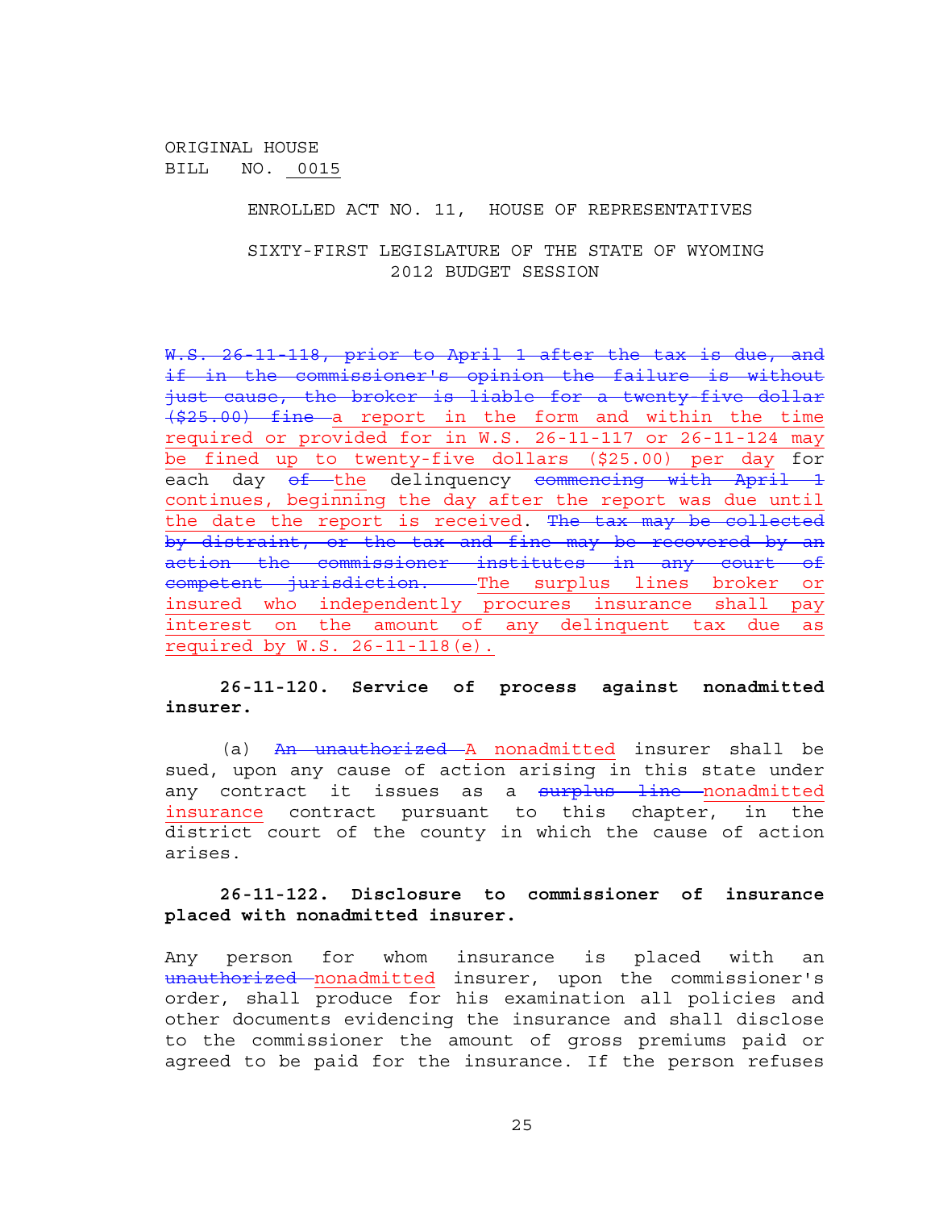ORIGINAL HOUSE BILL NO. 0015

ENROLLED ACT NO. 11, HOUSE OF REPRESENTATIVES

SIXTY-FIRST LEGISLATURE OF THE STATE OF WYOMING
2012 BUDGET SESSION

~~W.S. 26-11-118, prior to April 1 after the tax is due, and if in the commissioner's opinion the failure is without just cause, the broker is liable for a twenty-five dollar ($25.00) fine~~ a report in the form and within the time required or provided for in W.S. 26-11-117 or 26-11-124 may be fined up to twenty-five dollars ($25.00) per day for each day ~~of~~ the delinquency ~~commencing with April 1~~ continues, beginning the day after the report was due until the date the report is received. ~~The tax may be collected by distraint, or the tax and fine may be recovered by an action the commissioner institutes in any court of competent jurisdiction.~~ The surplus lines broker or insured who independently procures insurance shall pay interest on the amount of any delinquent tax due as required by W.S. 26-11-118(e).

**26-11-120. Service of process against nonadmitted insurer.**

(a) ~~An unauthorized~~ A nonadmitted insurer shall be sued, upon any cause of action arising in this state under any contract it issues as a ~~surplus line~~ nonadmitted insurance contract pursuant to this chapter, in the district court of the county in which the cause of action arises.

**26-11-122. Disclosure to commissioner of insurance placed with nonadmitted insurer.**

Any person for whom insurance is placed with an ~~unauthorized~~ nonadmitted insurer, upon the commissioner's order, shall produce for his examination all policies and other documents evidencing the insurance and shall disclose to the commissioner the amount of gross premiums paid or agreed to be paid for the insurance. If the person refuses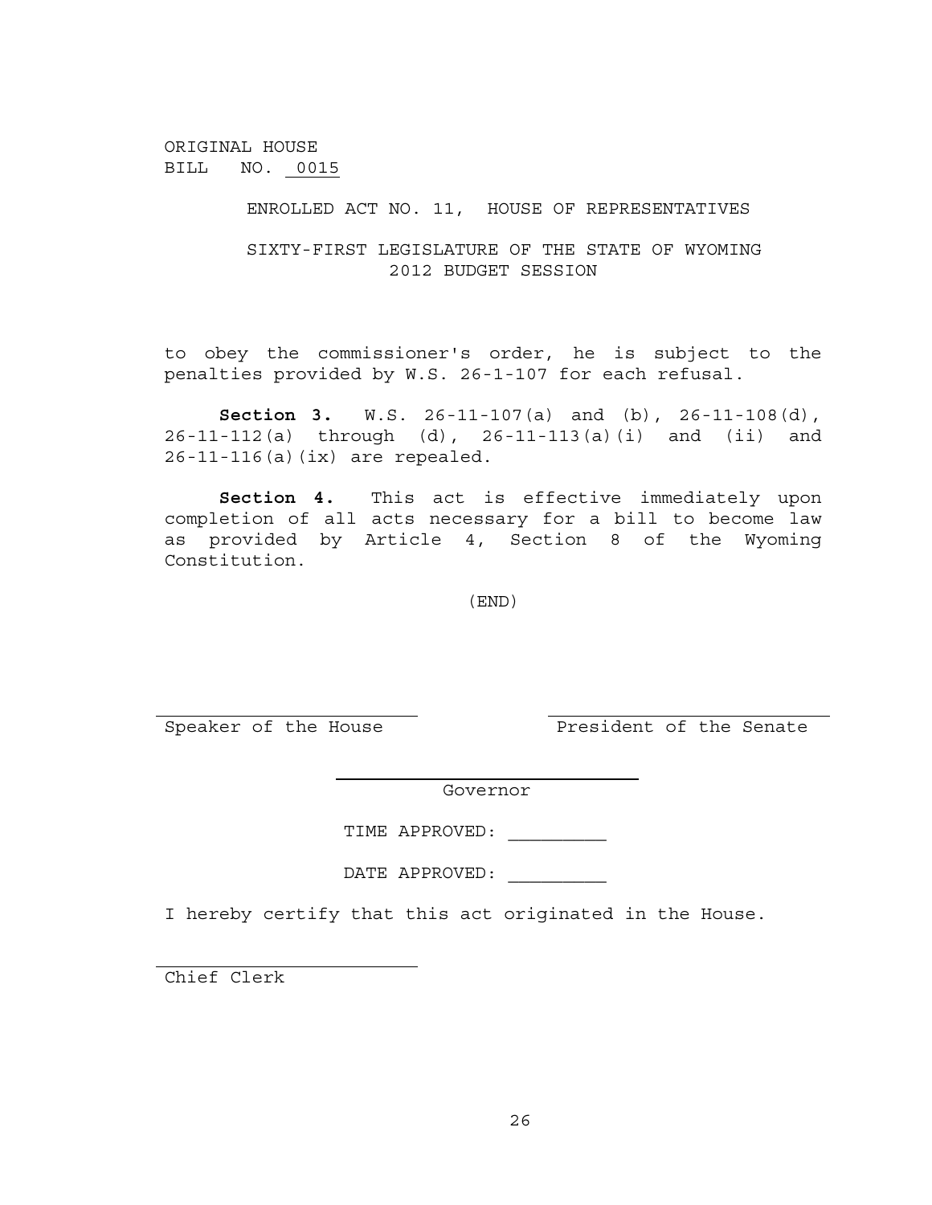ORIGINAL HOUSE
BILL NO. 0015

ENROLLED ACT NO. 11, HOUSE OF REPRESENTATIVES

SIXTY-FIRST LEGISLATURE OF THE STATE OF WYOMING
2012 BUDGET SESSION

to obey the commissioner's order, he is subject to the penalties provided by W.S. 26-1-107 for each refusal.

**Section 3.** W.S. 26-11-107(a) and (b), 26-11-108(d), 26-11-112(a) through (d), 26-11-113(a)(i) and (ii) and 26-11-116(a)(ix) are repealed.

**Section 4.** This act is effective immediately upon completion of all acts necessary for a bill to become law as provided by Article 4, Section 8 of the Wyoming Constitution.

(END)

Speaker of the House

President of the Senate

Governor

TIME APPROVED: _________

DATE APPROVED: _________

I hereby certify that this act originated in the House.

Chief Clerk